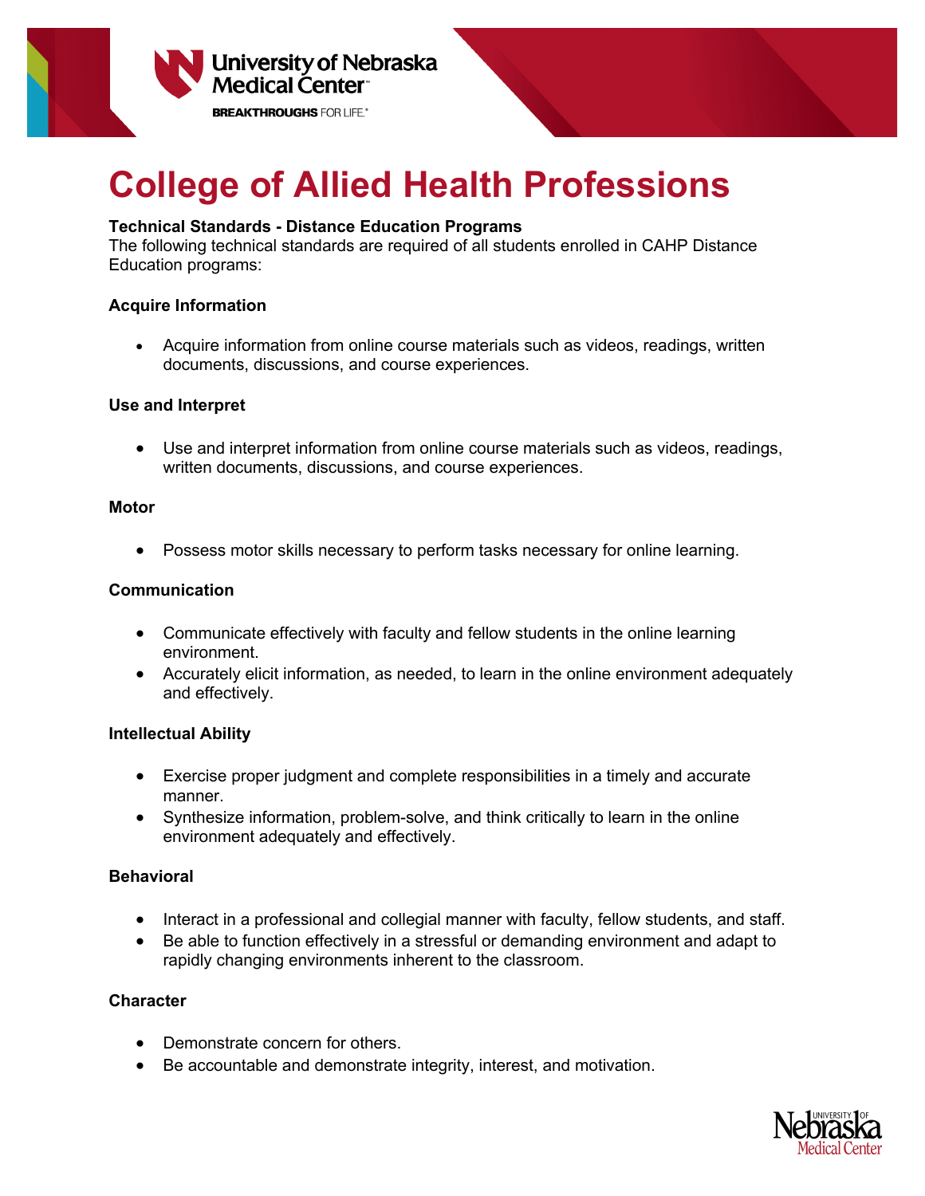# College of Allied Health Professions

**Technical Standards - Distance Education Programs**

The following technical standards are required of all students enrolled in CAHP Distance Education programs:

### Acquire Information

- Acquire information from online course materials such as videos, readings, written documents, discussions, and course experiences.

### Use and Interpret

- Use and interpret information from online course materials such as videos, readings, written documents, discussions, and course experiences.

### Motor

- Possess motor skills necessary to perform tasks necessary for online learning.

### Communication

- Communicate effectively with faculty and fellow students in the online learning environment.
- Accurately elicit information, as needed, to learn in the online environment adequately and effectively.

### Intellectual Ability

- Exercise proper judgment and complete responsibilities in a timely and accurate manner.
- Synthesize information, problem-solve, and think critically to learn in the online environment adequately and effectively.

### Behavioral

- Interact in a professional and collegial manner with faculty, fellow students, and staff.
- Be able to function effectively in a stressful or demanding environment and adapt to rapidly changing environments inherent to the classroom.

### Character

- Demonstrate concern for others.
- Be accountable and demonstrate integrity, interest, and motivation.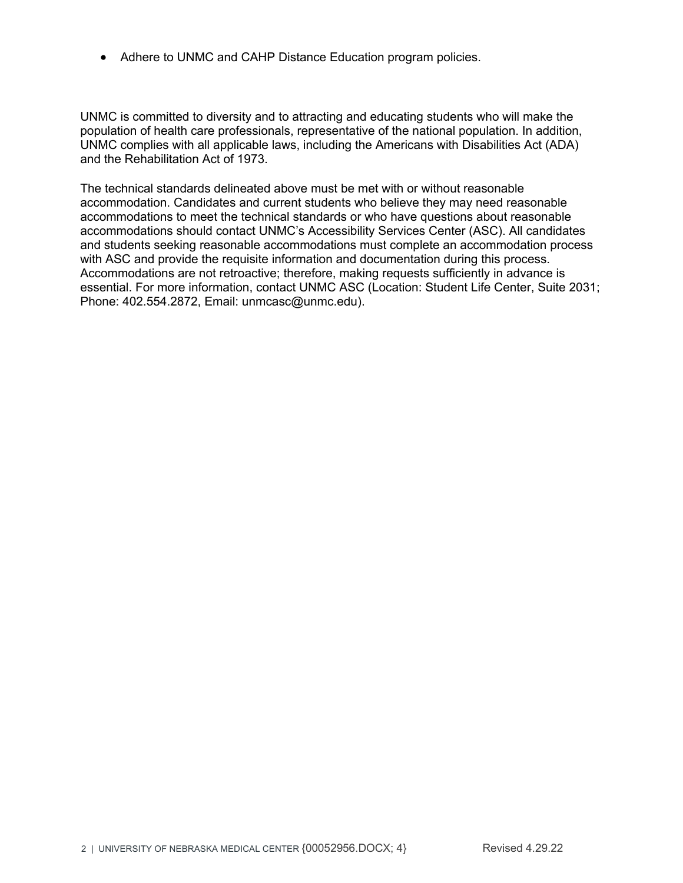- Adhere to UNMC and CAHP Distance Education program policies.

UNMC is committed to diversity and to attracting and educating students who will make the population of health care professionals, representative of the national population. In addition, UNMC complies with all applicable laws, including the Americans with Disabilities Act (ADA) and the Rehabilitation Act of 1973.

The technical standards delineated above must be met with or without reasonable accommodation. Candidates and current students who believe they may need reasonable accommodations to meet the technical standards or who have questions about reasonable accommodations should contact UNMC's Accessibility Services Center (ASC). All candidates and students seeking reasonable accommodations must complete an accommodation process with ASC and provide the requisite information and documentation during this process. Accommodations are not retroactive; therefore, making requests sufficiently in advance is essential. For more information, contact UNMC ASC (Location: Student Life Center, Suite 2031; Phone: 402.554.2872, Email: unmcasc@unmc.edu).